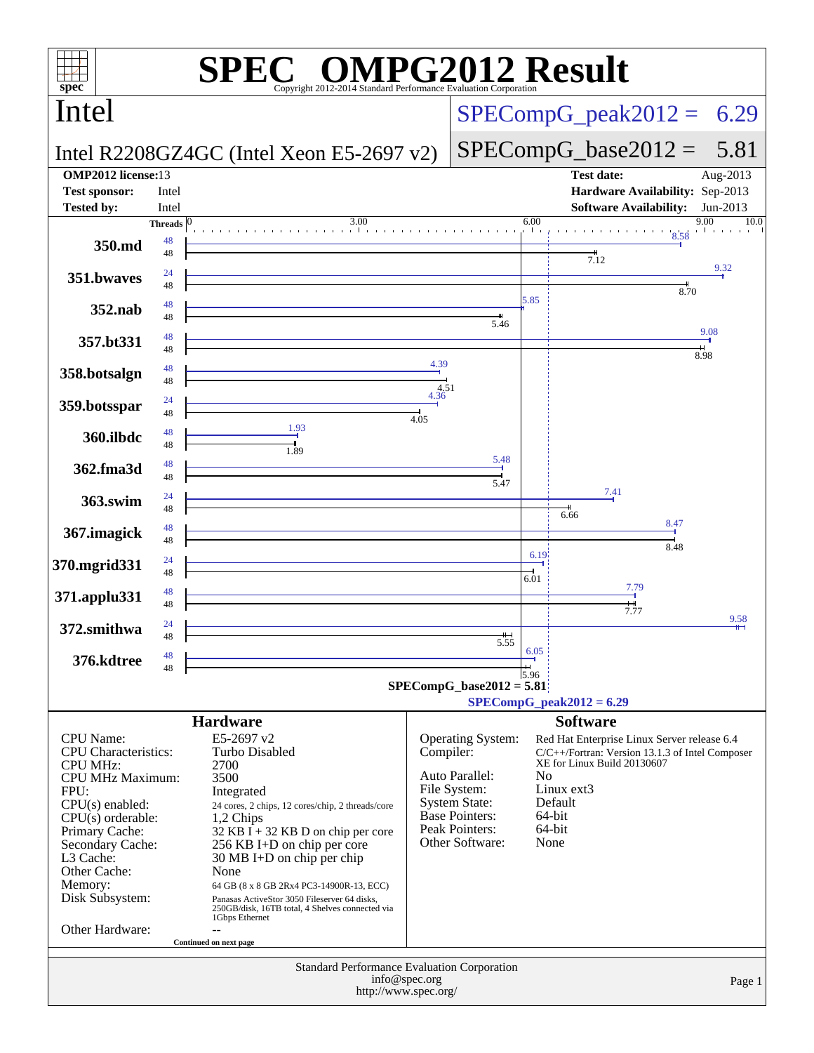# SPEC OMPG2012 Result

Copyright 2012-2014 Standard Performance Evaluation Corporation

## Intel

**Intel R2208GZ4GC (Intel Xeon E5-2697 v2)**

SPECompG_peak2012 = 6.29

SPECompG_base2012 = 5.81

| | | | |
|---|---|---|---|
| **OMP2012 license:** | 13 | **Test date:** | Aug-2013 |
| **Test sponsor:** | Intel | **Hardware Availability:** | Sep-2013 |
| **Tested by:** | Intel | **Software Availability:** | Jun-2013 |

| Benchmark | Peak Threads | Base Threads | Peak | Base |
|---|---|---|---|---|
| 350.md | 48 | 48 | 8.58 | 7.12 |
| 351.bwaves | 24 | 48 | 9.32 | 8.70 |
| 352.nab | 48 | 48 | 5.85 | 5.46 |
| 357.bt331 | 48 | 48 | 9.08 | 8.98 |
| 358.botsalgn | 48 | 48 | 4.39 | 4.51 |
| 359.botsspar | 24 | 48 | 4.36 | 4.05 |
| 360.ilbdc | 48 | 48 | 1.93 | 1.89 |
| 362.fma3d | 48 | 48 | 5.48 | 5.47 |
| 363.swim | 24 | 48 | 7.41 | 6.66 |
| 367.imagick | 48 | 48 | 8.47 | 8.48 |
| 370.mgrid331 | 24 | 48 | 6.19 | 6.01 |
| 371.applu331 | 48 | 48 | 7.79 | 7.77 |
| 372.smithwa | 24 | 48 | 9.58 | 5.55 |
| 376.kdtree | 48 | 48 | 6.05 | 5.96 |

SPECompG_base2012 = 5.81

SPECompG_peak2012 = 6.29

### Hardware

| | |
|---|---|
| CPU Name: | E5-2697 v2 |
| CPU Characteristics: | Turbo Disabled |
| CPU MHz: | 2700 |
| CPU MHz Maximum: | 3500 |
| FPU: | Integrated |
| CPU(s) enabled: | 24 cores, 2 chips, 12 cores/chip, 2 threads/core |
| CPU(s) orderable: | 1,2 Chips |
| Primary Cache: | 32 KB I + 32 KB D on chip per core |
| Secondary Cache: | 256 KB I+D on chip per core |
| L3 Cache: | 30 MB I+D on chip per chip |
| Other Cache: | None |
| Memory: | 64 GB (8 x 8 GB 2Rx4 PC3-14900R-13, ECC) |
| Disk Subsystem: | Panasas ActiveStor 3050 Fileserver 64 disks, 250GB/disk, 16TB total, 4 Shelves connected via 1Gbps Ethernet |
| Other Hardware: | -- |

Continued on next page

### Software

| | |
|---|---|
| Operating System: | Red Hat Enterprise Linux Server release 6.4 |
| Compiler: | C/C++/Fortran: Version 13.1.3 of Intel Composer XE for Linux Build 20130607 |
| Auto Parallel: | No |
| File System: | Linux ext3 |
| System State: | Default |
| Base Pointers: | 64-bit |
| Peak Pointers: | 64-bit |
| Other Software: | None |

Standard Performance Evaluation Corporation
info@spec.org
http://www.spec.org/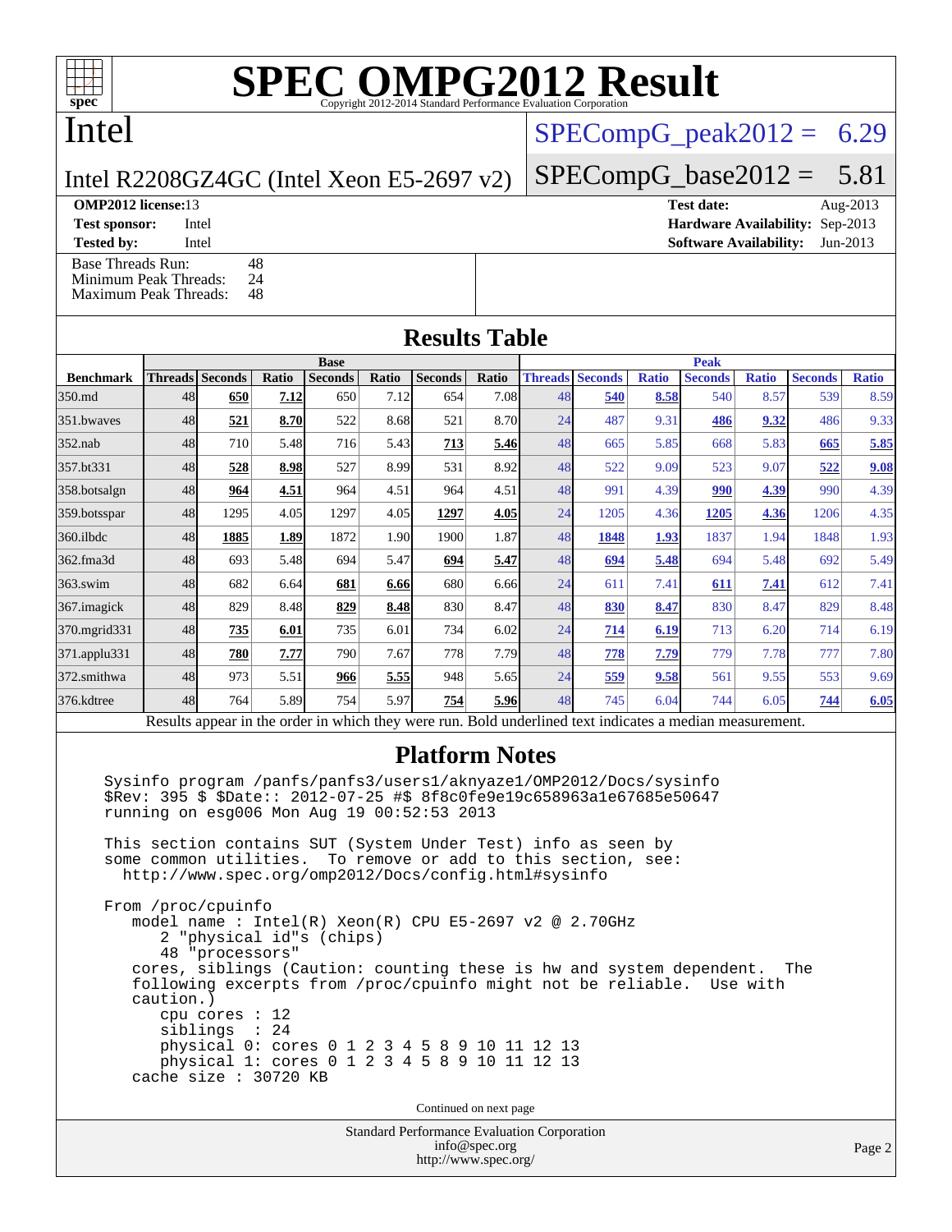# SPEC OMPG2012 Result

Copyright 2012-2014 Standard Performance Evaluation Corporation

## Intel

Intel R2208GZ4GC (Intel Xeon E5-2697 v2)

SPECompG_peak2012 = 6.29

SPECompG_base2012 = 5.81

**OMP2012 license:** 13
**Test sponsor:** Intel
**Tested by:** Intel

**Test date:** Aug-2013
**Hardware Availability:** Sep-2013
**Software Availability:** Jun-2013

Base Threads Run: 48
Minimum Peak Threads: 24
Maximum Peak Threads: 48

## Results Table

| Benchmark | Base | | | | | | | Peak | | | | | | |
|---|---|---|---|---|---|---|---|---|---|---|---|---|---|---|
| | Threads | Seconds | Ratio | Seconds | Ratio | Seconds | Ratio | Threads | Seconds | Ratio | Seconds | Ratio | Seconds | Ratio |
| 350.md | 48 | **650** | **7.12** | 650 | 7.12 | 654 | 7.08 | 48 | **540** | **8.58** | 540 | 8.57 | 539 | 8.59 |
| 351.bwaves | 48 | **521** | **8.70** | 522 | 8.68 | 521 | 8.70 | 24 | 487 | 9.31 | **486** | **9.32** | 486 | 9.33 |
| 352.nab | 48 | 710 | 5.48 | 716 | 5.43 | **713** | **5.46** | 48 | 665 | 5.85 | 668 | 5.83 | **665** | **5.85** |
| 357.bt331 | 48 | **528** | **8.98** | 527 | 8.99 | 531 | 8.92 | 48 | 522 | 9.09 | 523 | 9.07 | **522** | **9.08** |
| 358.botsalgn | 48 | **964** | **4.51** | 964 | 4.51 | 964 | 4.51 | 48 | 991 | 4.39 | **990** | **4.39** | 990 | 4.39 |
| 359.botsspar | 48 | 1295 | 4.05 | 1297 | 4.05 | **1297** | **4.05** | 24 | 1205 | 4.36 | **1205** | **4.36** | 1206 | 4.35 |
| 360.ilbdc | 48 | **1885** | **1.89** | 1872 | 1.90 | 1900 | 1.87 | 48 | **1848** | **1.93** | 1837 | 1.94 | 1848 | 1.93 |
| 362.fma3d | 48 | 693 | 5.48 | 694 | 5.47 | **694** | **5.47** | 48 | **694** | **5.48** | 694 | 5.48 | 692 | 5.49 |
| 363.swim | 48 | 682 | 6.64 | **681** | **6.66** | 680 | 6.66 | 24 | 611 | 7.41 | **611** | **7.41** | 612 | 7.41 |
| 367.imagick | 48 | 829 | 8.48 | **829** | **8.48** | 830 | 8.47 | 48 | **830** | **8.47** | 830 | 8.47 | 829 | 8.48 |
| 370.mgrid331 | 48 | **735** | **6.01** | 735 | 6.01 | 734 | 6.02 | 24 | **714** | **6.19** | 713 | 6.20 | 714 | 6.19 |
| 371.applu331 | 48 | **780** | **7.77** | 790 | 7.67 | 778 | 7.79 | 48 | **778** | **7.79** | 779 | 7.78 | 777 | 7.80 |
| 372.smithwa | 48 | 973 | 5.51 | **966** | **5.55** | 948 | 5.65 | 24 | **559** | **9.58** | 561 | 9.55 | 553 | 9.69 |
| 376.kdtree | 48 | 764 | 5.89 | 754 | 5.97 | **754** | **5.96** | 48 | 745 | 6.04 | 744 | 6.05 | **744** | **6.05** |

Results appear in the order in which they were run. Bold underlined text indicates a median measurement.

## Platform Notes

```
Sysinfo program /panfs/panfs3/users1/aknyaze1/OMP2012/Docs/sysinfo
$Rev: 395 $ $Date:: 2012-07-25 #$ 8f8c0fe9e19c658963a1e67685e50647
running on esg006 Mon Aug 19 00:52:53 2013

This section contains SUT (System Under Test) info as seen by
some common utilities.  To remove or add to this section, see:
  http://www.spec.org/omp2012/Docs/config.html#sysinfo

From /proc/cpuinfo
   model name : Intel(R) Xeon(R) CPU E5-2697 v2 @ 2.70GHz
      2 "physical id"s (chips)
      48 "processors"
   cores, siblings (Caution: counting these is hw and system dependent.  The
   following excerpts from /proc/cpuinfo might not be reliable.  Use with
   caution.)
      cpu cores : 12
      siblings  : 24
      physical 0: cores 0 1 2 3 4 5 8 9 10 11 12 13
      physical 1: cores 0 1 2 3 4 5 8 9 10 11 12 13
   cache size : 30720 KB
```

Continued on next page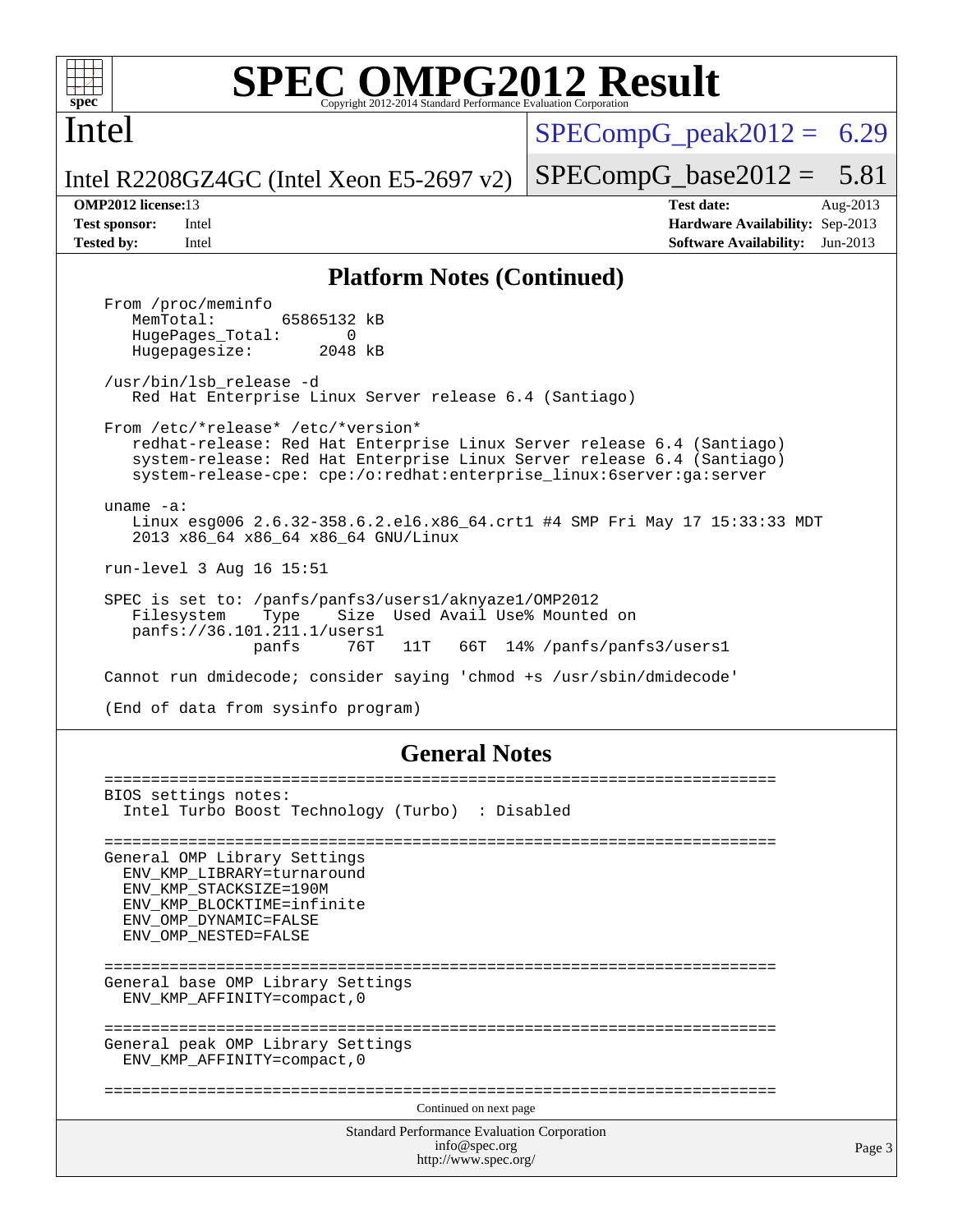## Platform Notes (Continued)

```
From /proc/meminfo
   MemTotal:       65865132 kB
   HugePages_Total:       0
   Hugepagesize:       2048 kB

/usr/bin/lsb_release -d
   Red Hat Enterprise Linux Server release 6.4 (Santiago)

From /etc/*release* /etc/*version*
   redhat-release: Red Hat Enterprise Linux Server release 6.4 (Santiago)
   system-release: Red Hat Enterprise Linux Server release 6.4 (Santiago)
   system-release-cpe: cpe:/o:redhat:enterprise_linux:6server:ga:server

uname -a:
   Linux esg006 2.6.32-358.6.2.el6.x86_64.crt1 #4 SMP Fri May 17 15:33:33 MDT
   2013 x86_64 x86_64 x86_64 GNU/Linux

run-level 3 Aug 16 15:51

SPEC is set to: /panfs/panfs3/users1/aknyaze1/OMP2012
   Filesystem    Type    Size  Used Avail Use% Mounted on
   panfs://36.101.211.1/users1
                panfs     76T   11T   66T  14% /panfs/panfs3/users1

Cannot run dmidecode; consider saying 'chmod +s /usr/sbin/dmidecode'

(End of data from sysinfo program)
```

## General Notes

```
========================================================================
BIOS settings notes:
  Intel Turbo Boost Technology (Turbo)  : Disabled

========================================================================
General OMP Library Settings
  ENV_KMP_LIBRARY=turnaround
  ENV_KMP_STACKSIZE=190M
  ENV_KMP_BLOCKTIME=infinite
  ENV_OMP_DYNAMIC=FALSE
  ENV_OMP_NESTED=FALSE

========================================================================
General base OMP Library Settings
  ENV_KMP_AFFINITY=compact,0

========================================================================
General peak OMP Library Settings
  ENV_KMP_AFFINITY=compact,0

========================================================================
```

Continued on next page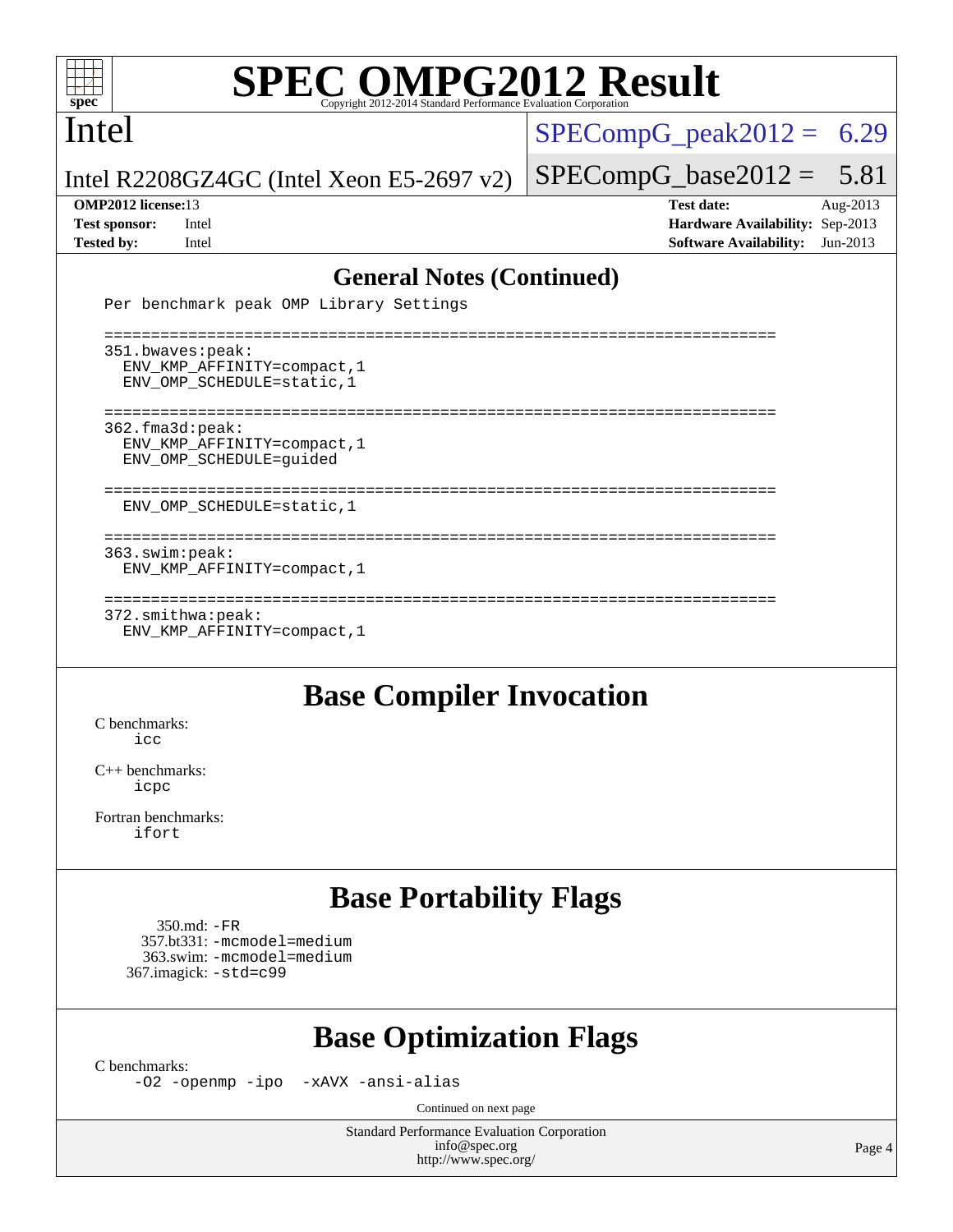# SPEC OMPG2012 Result

Copyright 2012-2014 Standard Performance Evaluation Corporation

Intel

Intel R2208GZ4GC (Intel Xeon E5-2697 v2)

SPECompG_peak2012 = 6.29

SPECompG_base2012 = 5.81

**OMP2012 license:** 13
**Test sponsor:** Intel
**Tested by:** Intel

**Test date:** Aug-2013
**Hardware Availability:** Sep-2013
**Software Availability:** Jun-2013

## General Notes (Continued)

```
Per benchmark peak OMP Library Settings

========================================================================
351.bwaves:peak:
  ENV_KMP_AFFINITY=compact,1
  ENV_OMP_SCHEDULE=static,1

========================================================================
362.fma3d:peak:
  ENV_KMP_AFFINITY=compact,1
  ENV_OMP_SCHEDULE=guided

========================================================================
  ENV_OMP_SCHEDULE=static,1

========================================================================
363.swim:peak:
  ENV_KMP_AFFINITY=compact,1

========================================================================
372.smithwa:peak:
  ENV_KMP_AFFINITY=compact,1
```

## Base Compiler Invocation

C benchmarks:
 icc

C++ benchmarks:
 icpc

Fortran benchmarks:
 ifort

## Base Portability Flags

350.md: -FR
357.bt331: -mcmodel=medium
363.swim: -mcmodel=medium
367.imagick: -std=c99

## Base Optimization Flags

C benchmarks:
 -O2 -openmp -ipo -xAVX -ansi-alias

Continued on next page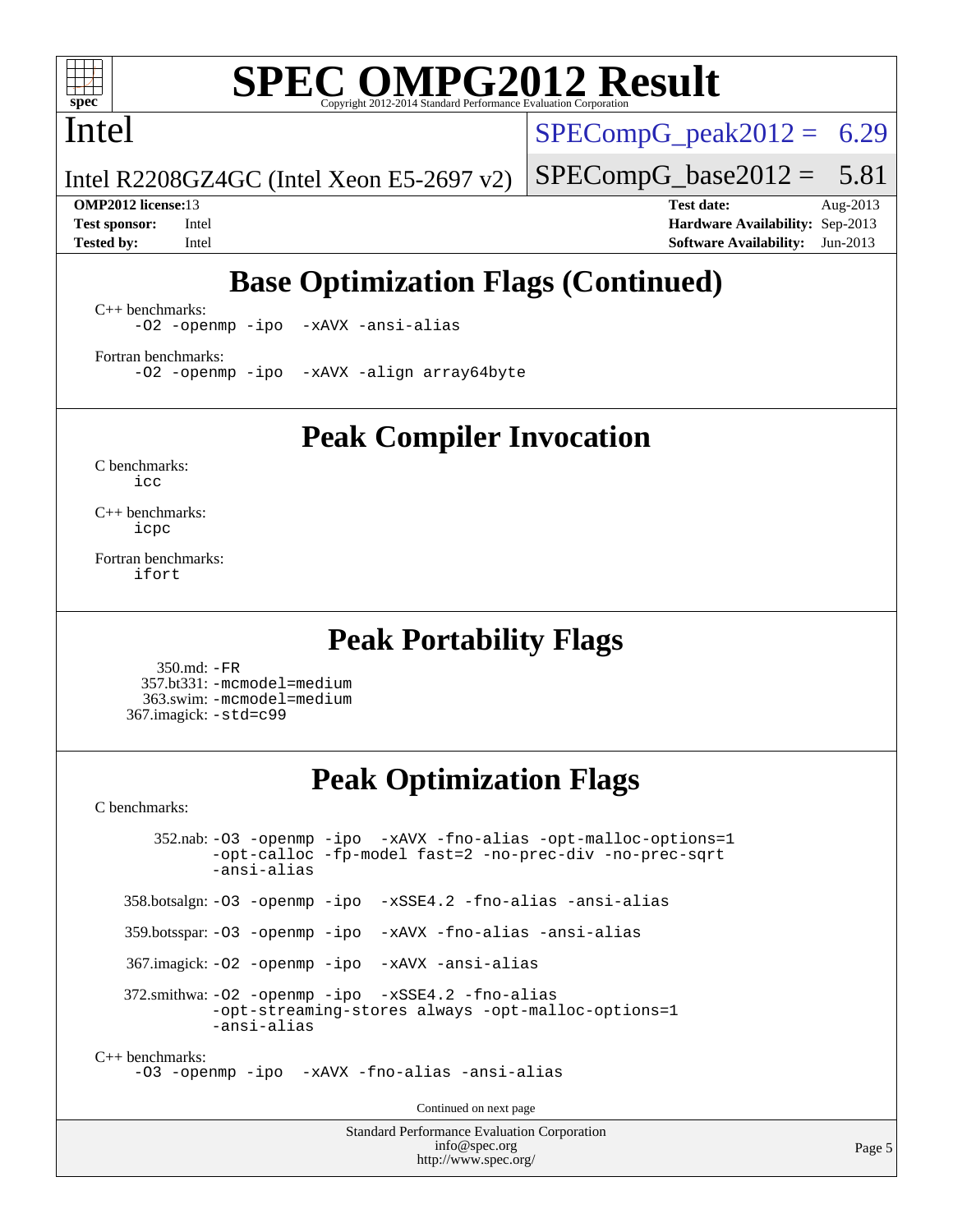# Base Optimization Flags (Continued)

C++ benchmarks:

```
-O2 -openmp -ipo  -xAVX -ansi-alias
```

Fortran benchmarks:

```
-O2 -openmp -ipo  -xAVX -align array64byte
```

# Peak Compiler Invocation

C benchmarks:

```
icc
```

C++ benchmarks:

```
icpc
```

Fortran benchmarks:

```
ifort
```

# Peak Portability Flags

350.md: `-FR`
357.bt331: `-mcmodel=medium`
363.swim: `-mcmodel=medium`
367.imagick: `-std=c99`

# Peak Optimization Flags

C benchmarks:

352.nab: `-O3 -openmp -ipo  -xAVX -fno-alias -opt-malloc-options=1 -opt-calloc -fp-model fast=2 -no-prec-div -no-prec-sqrt -ansi-alias`

358.botsalgn: `-O3 -openmp -ipo  -xSSE4.2 -fno-alias -ansi-alias`

359.botsspar: `-O3 -openmp -ipo  -xAVX -fno-alias -ansi-alias`

367.imagick: `-O2 -openmp -ipo  -xAVX -ansi-alias`

372.smithwa: `-O2 -openmp -ipo  -xSSE4.2 -fno-alias -opt-streaming-stores always -opt-malloc-options=1 -ansi-alias`

C++ benchmarks:

```
-O3 -openmp -ipo  -xAVX -fno-alias -ansi-alias
```

Continued on next page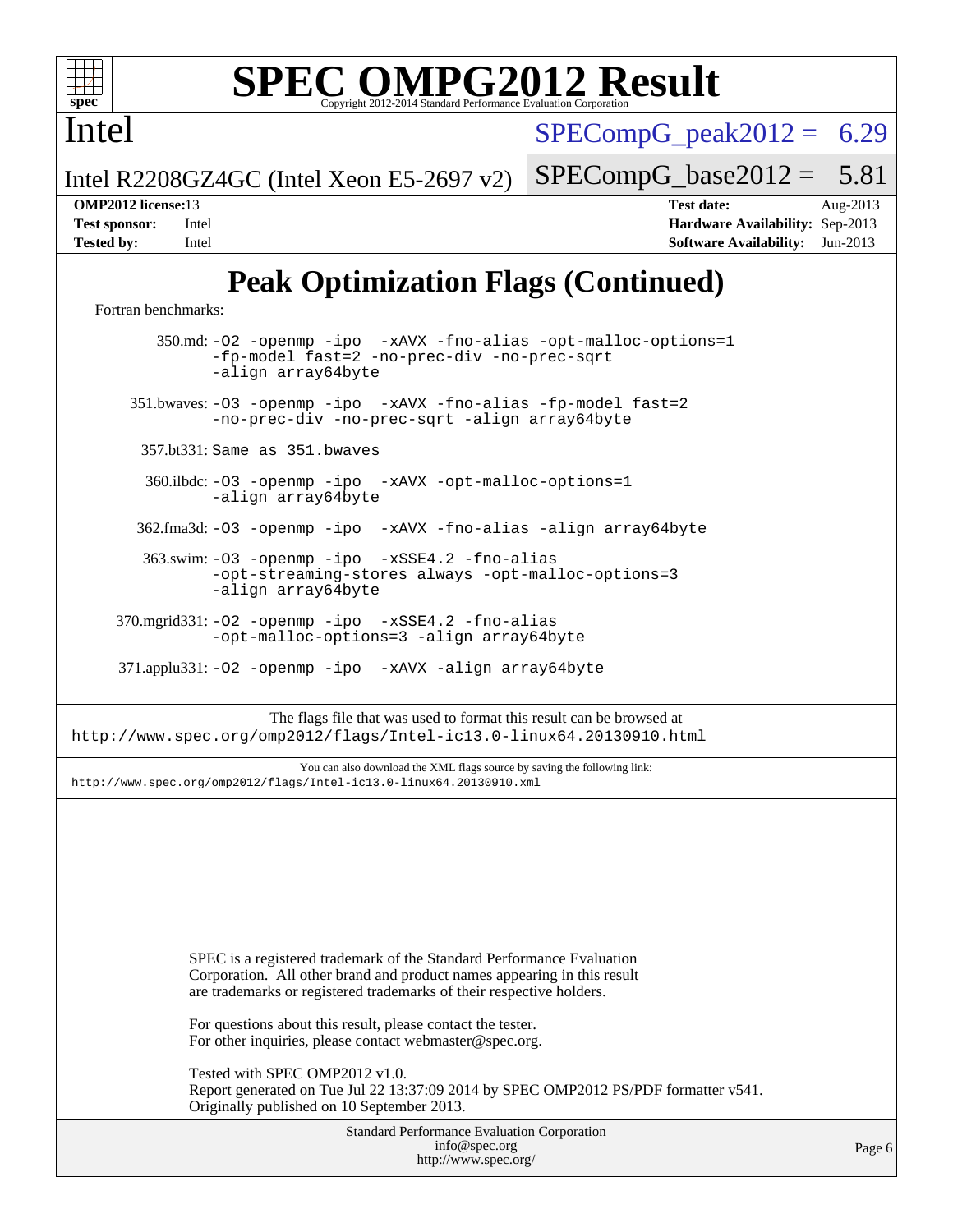# Peak Optimization Flags (Continued)

Fortran benchmarks:

350.md: -O2 -openmp -ipo -xAVX -fno-alias -opt-malloc-options=1 -fp-model fast=2 -no-prec-div -no-prec-sqrt -align array64byte

351.bwaves: -O3 -openmp -ipo -xAVX -fno-alias -fp-model fast=2 -no-prec-div -no-prec-sqrt -align array64byte

357.bt331: Same as 351.bwaves

360.ilbdc: -O3 -openmp -ipo -xAVX -opt-malloc-options=1 -align array64byte

362.fma3d: -O3 -openmp -ipo -xAVX -fno-alias -align array64byte

363.swim: -O3 -openmp -ipo -xSSE4.2 -fno-alias -opt-streaming-stores always -opt-malloc-options=3 -align array64byte

370.mgrid331: -O2 -openmp -ipo -xSSE4.2 -fno-alias -opt-malloc-options=3 -align array64byte

371.applu331: -O2 -openmp -ipo -xAVX -align array64byte

The flags file that was used to format this result can be browsed at
http://www.spec.org/omp2012/flags/Intel-ic13.0-linux64.20130910.html

You can also download the XML flags source by saving the following link:
http://www.spec.org/omp2012/flags/Intel-ic13.0-linux64.20130910.xml

SPEC is a registered trademark of the Standard Performance Evaluation Corporation. All other brand and product names appearing in this result are trademarks or registered trademarks of their respective holders.

For questions about this result, please contact the tester.
For other inquiries, please contact webmaster@spec.org.

Tested with SPEC OMP2012 v1.0.
Report generated on Tue Jul 22 13:37:09 2014 by SPEC OMP2012 PS/PDF formatter v541.
Originally published on 10 September 2013.